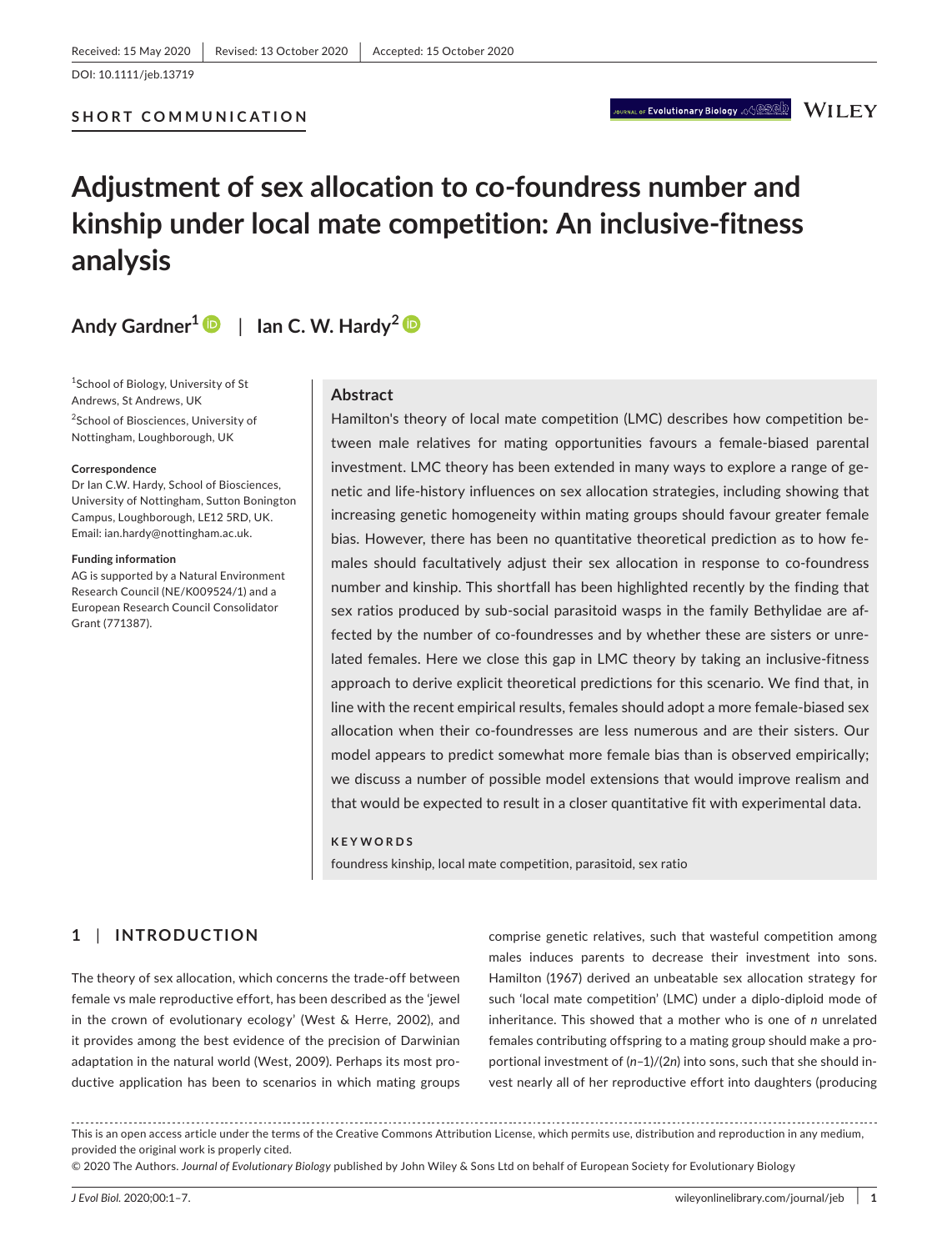Received: 15 May 2020 | Revised: 13 October 2020 | Accepted: 15 October 2020

DOI: 10.1111/jeb.13719

**SHORT COMMUNICATION**

# Adjustment of sex allocation to co-foundress number and kinship under local mate competition: An inclusive-fitness analysis

**Andy Gardner**[1] | **Ian C. W. Hardy**[2]

[1]School of Biology, University of St Andrews, St Andrews, UK

[2]School of Biosciences, University of Nottingham, Loughborough, UK

**Correspondence**
Dr Ian C.W. Hardy, School of Biosciences, University of Nottingham, Sutton Bonington Campus, Loughborough, LE12 5RD, UK.
Email: ian.hardy@nottingham.ac.uk.

**Funding information**
AG is supported by a Natural Environment Research Council (NE/K009524/1) and a European Research Council Consolidator Grant (771387).

## Abstract

Hamilton's theory of local mate competition (LMC) describes how competition between male relatives for mating opportunities favours a female-biased parental investment. LMC theory has been extended in many ways to explore a range of genetic and life-history influences on sex allocation strategies, including showing that increasing genetic homogeneity within mating groups should favour greater female bias. However, there has been no quantitative theoretical prediction as to how females should facultatively adjust their sex allocation in response to co-foundress number and kinship. This shortfall has been highlighted recently by the finding that sex ratios produced by sub-social parasitoid wasps in the family Bethylidae are affected by the number of co-foundresses and by whether these are sisters or unrelated females. Here we close this gap in LMC theory by taking an inclusive-fitness approach to derive explicit theoretical predictions for this scenario. We find that, in line with the recent empirical results, females should adopt a more female-biased sex allocation when their co-foundresses are less numerous and are their sisters. Our model appears to predict somewhat more female bias than is observed empirically; we discuss a number of possible model extensions that would improve realism and that would be expected to result in a closer quantitative fit with experimental data.

**KEYWORDS**

foundress kinship, local mate competition, parasitoid, sex ratio

## 1 | INTRODUCTION

The theory of sex allocation, which concerns the trade-off between female vs male reproductive effort, has been described as the 'jewel in the crown of evolutionary ecology' (West & Herre, 2002), and it provides among the best evidence of the precision of Darwinian adaptation in the natural world (West, 2009). Perhaps its most productive application has been to scenarios in which mating groups comprise genetic relatives, such that wasteful competition among males induces parents to decrease their investment into sons. Hamilton (1967) derived an unbeatable sex allocation strategy for such 'local mate competition' (LMC) under a diplo-diploid mode of inheritance. This showed that a mother who is one of $n$ unrelated females contributing offspring to a mating group should make a proportional investment of $(n-1)/(2n)$ into sons, such that she should invest nearly all of her reproductive effort into daughters (producing

This is an open access article under the terms of the Creative Commons Attribution License, which permits use, distribution and reproduction in any medium, provided the original work is properly cited.
© 2020 The Authors. *Journal of Evolutionary Biology* published by John Wiley & Sons Ltd on behalf of European Society for Evolutionary Biology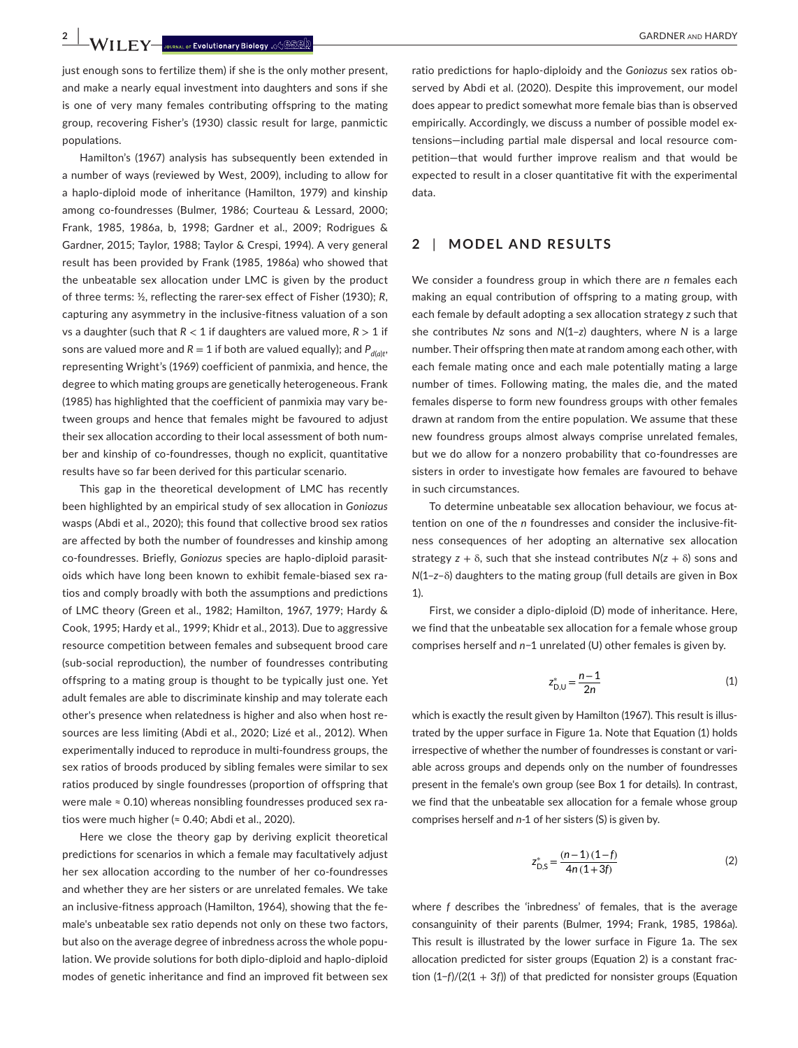just enough sons to fertilize them) if she is the only mother present, and make a nearly equal investment into daughters and sons if she is one of very many females contributing offspring to the mating group, recovering Fisher's (1930) classic result for large, panmictic populations.

Hamilton's (1967) analysis has subsequently been extended in a number of ways (reviewed by West, 2009), including to allow for a haplo-diploid mode of inheritance (Hamilton, 1979) and kinship among co-foundresses (Bulmer, 1986; Courteau & Lessard, 2000; Frank, 1985, 1986a, b, 1998; Gardner et al., 2009; Rodrigues & Gardner, 2015; Taylor, 1988; Taylor & Crespi, 1994). A very general result has been provided by Frank (1985, 1986a) who showed that the unbeatable sex allocation under LMC is given by the product of three terms: ½, reflecting the rarer-sex effect of Fisher (1930); *R*, capturing any asymmetry in the inclusive-fitness valuation of a son vs a daughter (such that $R < 1$ if daughters are valued more, $R > 1$ if sons are valued more and $R = 1$ if both are valued equally); and $P_{d(a)t}$, representing Wright's (1969) coefficient of panmixia, and hence, the degree to which mating groups are genetically heterogeneous. Frank (1985) has highlighted that the coefficient of panmixia may vary between groups and hence that females might be favoured to adjust their sex allocation according to their local assessment of both number and kinship of co-foundresses, though no explicit, quantitative results have so far been derived for this particular scenario.

This gap in the theoretical development of LMC has recently been highlighted by an empirical study of sex allocation in *Goniozus* wasps (Abdi et al., 2020); this found that collective brood sex ratios are affected by both the number of foundresses and kinship among co-foundresses. Briefly, *Goniozus* species are haplo-diploid parasitoids which have long been known to exhibit female-biased sex ratios and comply broadly with both the assumptions and predictions of LMC theory (Green et al., 1982; Hamilton, 1967, 1979; Hardy & Cook, 1995; Hardy et al., 1999; Khidr et al., 2013). Due to aggressive resource competition between females and subsequent brood care (sub-social reproduction), the number of foundresses contributing offspring to a mating group is thought to be typically just one. Yet adult females are able to discriminate kinship and may tolerate each other's presence when relatedness is higher and also when host resources are less limiting (Abdi et al., 2020; Lizé et al., 2012). When experimentally induced to reproduce in multi-foundress groups, the sex ratios of broods produced by sibling females were similar to sex ratios produced by single foundresses (proportion of offspring that were male ≈ 0.10) whereas nonsibling foundresses produced sex ratios were much higher (≈ 0.40; Abdi et al., 2020).

Here we close the theory gap by deriving explicit theoretical predictions for scenarios in which a female may facultatively adjust her sex allocation according to the number of her co-foundresses and whether they are her sisters or are unrelated females. We take an inclusive-fitness approach (Hamilton, 1964), showing that the female's unbeatable sex ratio depends not only on these two factors, but also on the average degree of inbredness across the whole population. We provide solutions for both diplo-diploid and haplo-diploid modes of genetic inheritance and find an improved fit between sex ratio predictions for haplo-diploidy and the *Goniozus* sex ratios observed by Abdi et al. (2020). Despite this improvement, our model does appear to predict somewhat more female bias than is observed empirically. Accordingly, we discuss a number of possible model extensions—including partial male dispersal and local resource competition—that would further improve realism and that would be expected to result in a closer quantitative fit with the experimental data.

## 2 | MODEL AND RESULTS

We consider a foundress group in which there are *n* females each making an equal contribution of offspring to a mating group, with each female by default adopting a sex allocation strategy *z* such that she contributes *Nz* sons and $N(1–z)$ daughters, where *N* is a large number. Their offspring then mate at random among each other, with each female mating once and each male potentially mating a large number of times. Following mating, the males die, and the mated females disperse to form new foundress groups with other females drawn at random from the entire population. We assume that these new foundress groups almost always comprise unrelated females, but we do allow for a nonzero probability that co-foundresses are sisters in order to investigate how females are favoured to behave in such circumstances.

To determine unbeatable sex allocation behaviour, we focus attention on one of the *n* foundresses and consider the inclusive-fitness consequences of her adopting an alternative sex allocation strategy $z + \delta$, such that she instead contributes $N(z + \delta)$ sons and $N(1–z–\delta)$ daughters to the mating group (full details are given in Box 1).

First, we consider a diplo-diploid (D) mode of inheritance. Here, we find that the unbeatable sex allocation for a female whose group comprises herself and $n–1$ unrelated (U) other females is given by.

$$z^*_{\mathrm{D,U}} = \frac{n-1}{2n} \tag{1}$$

which is exactly the result given by Hamilton (1967). This result is illustrated by the upper surface in Figure 1a. Note that Equation (1) holds irrespective of whether the number of foundresses is constant or variable across groups and depends only on the number of foundresses present in the female's own group (see Box 1 for details). In contrast, we find that the unbeatable sex allocation for a female whose group comprises herself and $n$-1 of her sisters (S) is given by.

$$z^*_{\mathrm{D,S}} = \frac{(n-1)(1-f)}{4n(1+3f)} \tag{2}$$

where *f* describes the 'inbredness' of females, that is the average consanguinity of their parents (Bulmer, 1994; Frank, 1985, 1986a). This result is illustrated by the lower surface in Figure 1a. The sex allocation predicted for sister groups (Equation 2) is a constant fraction $(1–f)/(2(1 + 3f))$ of that predicted for nonsister groups (Equation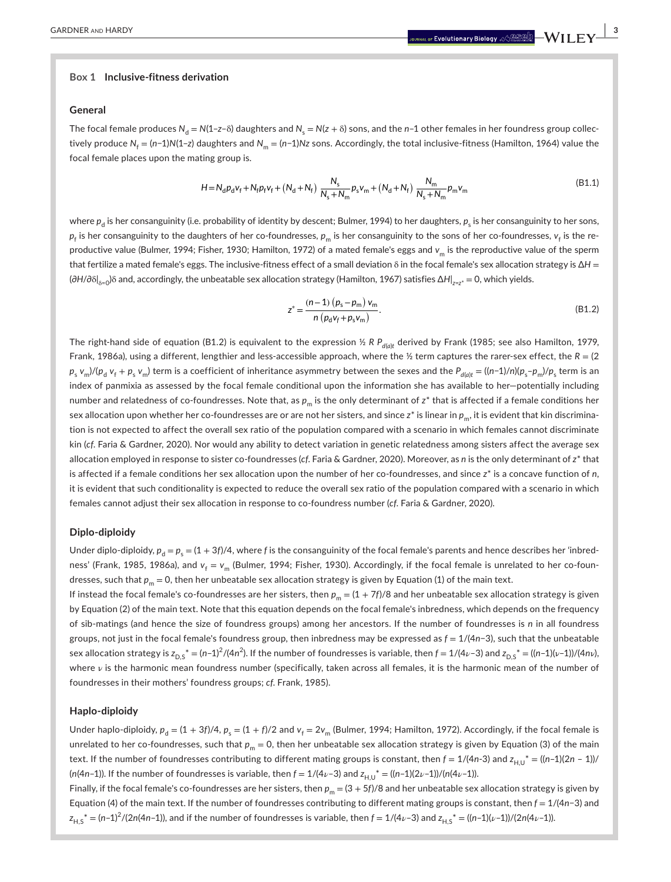**Box 1 Inclusive-fitness derivation**

**General**

The focal female produces $N_d = N(1-z-\delta)$ daughters and $N_s = N(z+\delta)$ sons, and the $n-1$ other females in her foundress group collectively produce $N_f = (n-1)N(1-z)$ daughters and $N_m = (n-1)Nz$ sons. Accordingly, the total inclusive-fitness (Hamilton, 1964) value the focal female places upon the mating group is.

$$H = N_d p_d v_f + N_f p_f v_f + (N_d + N_f)\,\frac{N_s}{N_s + N_m} p_s v_m + (N_d + N_f)\,\frac{N_m}{N_s + N_m} p_m v_m \tag{B1.1}$$

where $p_d$ is her consanguinity (i.e. probability of identity by descent; Bulmer, 1994) to her daughters, $p_s$ is her consanguinity to her sons, $p_f$ is her consanguinity to the daughters of her co-foundresses, $p_m$ is her consanguinity to the sons of her co-foundresses, $v_f$ is the reproductive value (Bulmer, 1994; Fisher, 1930; Hamilton, 1972) of a mated female's eggs and $v_m$ is the reproductive value of the sperm that fertilize a mated female's eggs. The inclusive-fitness effect of a small deviation δ in the focal female's sex allocation strategy is $\Delta H = (\partial H/\partial\delta|_{\delta=0})\delta$ and, accordingly, the unbeatable sex allocation strategy (Hamilton, 1967) satisfies $\Delta H|_{z=z^*} = 0$, which yields.

$$z^* = \frac{(n-1)\,(p_s - p_m)\,v_m}{n\,(p_d v_f + p_s v_m)}. \tag{B1.2}$$

The right-hand side of equation (B1.2) is equivalent to the expression ½ $R\,P_{d(a)t}$ derived by Frank (1985; see also Hamilton, 1979, Frank, 1986a), using a different, lengthier and less-accessible approach, where the ½ term captures the rarer-sex effect, the $R = (2\,p_s\,v_m)/(p_d\,v_f + p_s\,v_m)$ term is a coefficient of inheritance asymmetry between the sexes and the $P_{d(a)t} = ((n-1)/n)(p_s - p_m)/p_s$ term is an index of panmixia as assessed by the focal female conditional upon the information she has available to her—potentially including number and relatedness of co-foundresses. Note that, as $p_m$ is the only determinant of $z^*$ that is affected if a female conditions her sex allocation upon whether her co-foundresses are or are not her sisters, and since $z^*$ is linear in $p_m$, it is evident that kin discrimination is not expected to affect the overall sex ratio of the population compared with a scenario in which females cannot discriminate kin (*cf*. Faria & Gardner, 2020). Nor would any ability to detect variation in genetic relatedness among sisters affect the average sex allocation employed in response to sister co-foundresses (*cf*. Faria & Gardner, 2020). Moreover, as $n$ is the only determinant of $z^*$ that is affected if a female conditions her sex allocation upon the number of her co-foundresses, and since $z^*$ is a concave function of $n$, it is evident that such conditionality is expected to reduce the overall sex ratio of the population compared with a scenario in which females cannot adjust their sex allocation in response to co-foundress number (*cf*. Faria & Gardner, 2020).

**Diplo-diploidy**

Under diplo-diploidy, $p_d = p_s = (1 + 3f)/4$, where $f$ is the consanguinity of the focal female's parents and hence describes her 'inbredness' (Frank, 1985, 1986a), and $v_f = v_m$ (Bulmer, 1994; Fisher, 1930). Accordingly, if the focal female is unrelated to her co-foundresses, such that $p_m = 0$, then her unbeatable sex allocation strategy is given by Equation (1) of the main text.

If instead the focal female's co-foundresses are her sisters, then $p_m = (1 + 7f)/8$ and her unbeatable sex allocation strategy is given by Equation (2) of the main text. Note that this equation depends on the focal female's inbredness, which depends on the frequency of sib-matings (and hence the size of foundress groups) among her ancestors. If the number of foundresses is $n$ in all foundress groups, not just in the focal female's foundress group, then inbredness may be expressed as $f = 1/(4n-3)$, such that the unbeatable sex allocation strategy is $z_{D,S}^* = (n-1)^2/(4n^2)$. If the number of foundresses is variable, then $f = 1/(4\nu-3)$ and $z_{D,S}^* = ((n-1)(\nu-1))/(4n\nu)$, where $\nu$ is the harmonic mean foundress number (specifically, taken across all females, it is the harmonic mean of the number of foundresses in their mothers' foundress groups; *cf*. Frank, 1985).

**Haplo-diploidy**

Under haplo-diploidy, $p_d = (1 + 3f)/4$, $p_s = (1 + f)/2$ and $v_f = 2v_m$ (Bulmer, 1994; Hamilton, 1972). Accordingly, if the focal female is unrelated to her co-foundresses, such that $p_m = 0$, then her unbeatable sex allocation strategy is given by Equation (3) of the main text. If the number of foundresses contributing to different mating groups is constant, then $f = 1/(4n-3)$ and $z_{H,U}^* = ((n-1)(2n-1))/(n(4n-1))$. If the number of foundresses is variable, then $f = 1/(4\nu-3)$ and $z_{H,U}^* = ((n-1)(2\nu-1))/(n(4\nu-1))$.

Finally, if the focal female's co-foundresses are her sisters, then $p_m = (3 + 5f)/8$ and her unbeatable sex allocation strategy is given by Equation (4) of the main text. If the number of foundresses contributing to different mating groups is constant, then $f = 1/(4n-3)$ and $z_{H,S}^* = (n-1)^2/(2n(4n-1))$, and if the number of foundresses is variable, then $f = 1/(4\nu-3)$ and $z_{H,S}^* = ((n-1)(\nu-1))/(2n(4\nu-1))$.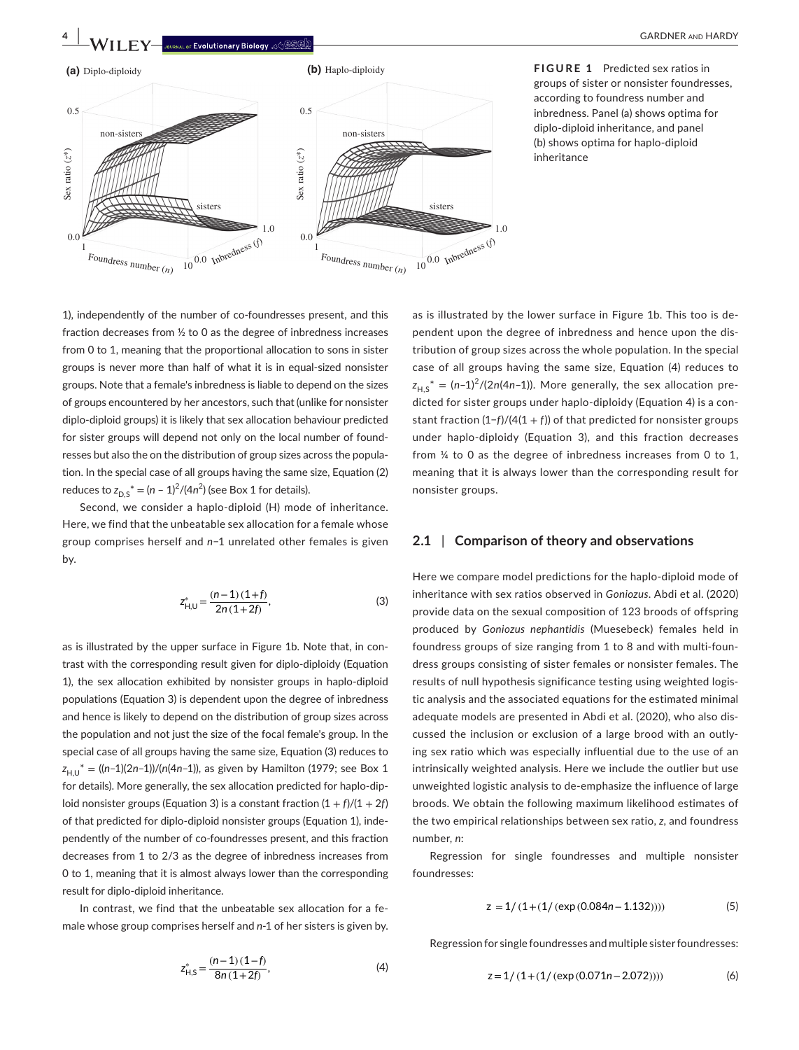FIGURE 1 Predicted sex ratios in groups of sister or nonsister foundresses, according to foundress number and inbredness. Panel (a) shows optima for diplo-diploid inheritance, and panel (b) shows optima for haplo-diploid inheritance

1), independently of the number of co-foundresses present, and this fraction decreases from ½ to 0 as the degree of inbredness increases from 0 to 1, meaning that the proportional allocation to sons in sister groups is never more than half of what it is in equal-sized nonsister groups. Note that a female's inbredness is liable to depend on the sizes of groups encountered by her ancestors, such that (unlike for nonsister diplo-diploid groups) it is likely that sex allocation behaviour predicted for sister groups will depend not only on the local number of foundresses but also the on the distribution of group sizes across the population. In the special case of all groups having the same size, Equation (2) reduces to $z_{D,S}^* = (n-1)^2/(4n^2)$ (see Box 1 for details).

Second, we consider a haplo-diploid (H) mode of inheritance. Here, we find that the unbeatable sex allocation for a female whose group comprises herself and $n$−1 unrelated other females is given by.

$$z_{H,U}^* = \frac{(n-1)(1+f)}{2n(1+2f)}, \tag{3}$$

as is illustrated by the upper surface in Figure 1b. Note that, in contrast with the corresponding result given for diplo-diploidy (Equation 1), the sex allocation exhibited by nonsister groups in haplo-diploid populations (Equation 3) is dependent upon the degree of inbredness and hence is likely to depend on the distribution of group sizes across the population and not just the size of the focal female's group. In the special case of all groups having the same size, Equation (3) reduces to $z_{H,U}^* = ((n-1)(2n-1))/(n(4n-1))$, as given by Hamilton (1979; see Box 1 for details). More generally, the sex allocation predicted for haplo-diploid nonsister groups (Equation 3) is a constant fraction $(1+f)/(1+2f)$ of that predicted for diplo-diploid nonsister groups (Equation 1), independently of the number of co-foundresses present, and this fraction decreases from 1 to 2/3 as the degree of inbredness increases from 0 to 1, meaning that it is almost always lower than the corresponding result for diplo-diploid inheritance.

In contrast, we find that the unbeatable sex allocation for a female whose group comprises herself and $n$-1 of her sisters is given by.

$$z_{H,S}^* = \frac{(n-1)(1-f)}{8n(1+2f)}, \tag{4}$$

as is illustrated by the lower surface in Figure 1b. This too is dependent upon the degree of inbredness and hence upon the distribution of group sizes across the whole population. In the special case of all groups having the same size, Equation (4) reduces to $z_{H,S}^* = (n-1)^2/(2n(4n-1))$. More generally, the sex allocation predicted for sister groups under haplo-diploidy (Equation 4) is a constant fraction $(1-f)/(4(1+f))$ of that predicted for nonsister groups under haplo-diploidy (Equation 3), and this fraction decreases from ¼ to 0 as the degree of inbredness increases from 0 to 1, meaning that it is always lower than the corresponding result for nonsister groups.

## 2.1 | Comparison of theory and observations

Here we compare model predictions for the haplo-diploid mode of inheritance with sex ratios observed in *Goniozus*. Abdi et al. (2020) provide data on the sexual composition of 123 broods of offspring produced by *Goniozus nephantidis* (Muesebeck) females held in foundress groups of size ranging from 1 to 8 and with multi-foundress groups consisting of sister females or nonsister females. The results of null hypothesis significance testing using weighted logistic analysis and the associated equations for the estimated minimal adequate models are presented in Abdi et al. (2020), who also discussed the inclusion or exclusion of a large brood with an outlying sex ratio which was especially influential due to the use of an intrinsically weighted analysis. Here we include the outlier but use unweighted logistic analysis to de-emphasize the influence of large broods. We obtain the following maximum likelihood estimates of the two empirical relationships between sex ratio, $z$, and foundress number, $n$:

Regression for single foundresses and multiple nonsister foundresses:

$$z = 1/(1+(1/(\exp(0.084n-1.132)))) \tag{5}$$

Regression for single foundresses and multiple sister foundresses:

$$z = 1/(1+(1/(\exp(0.071n-2.072)))) \tag{6}$$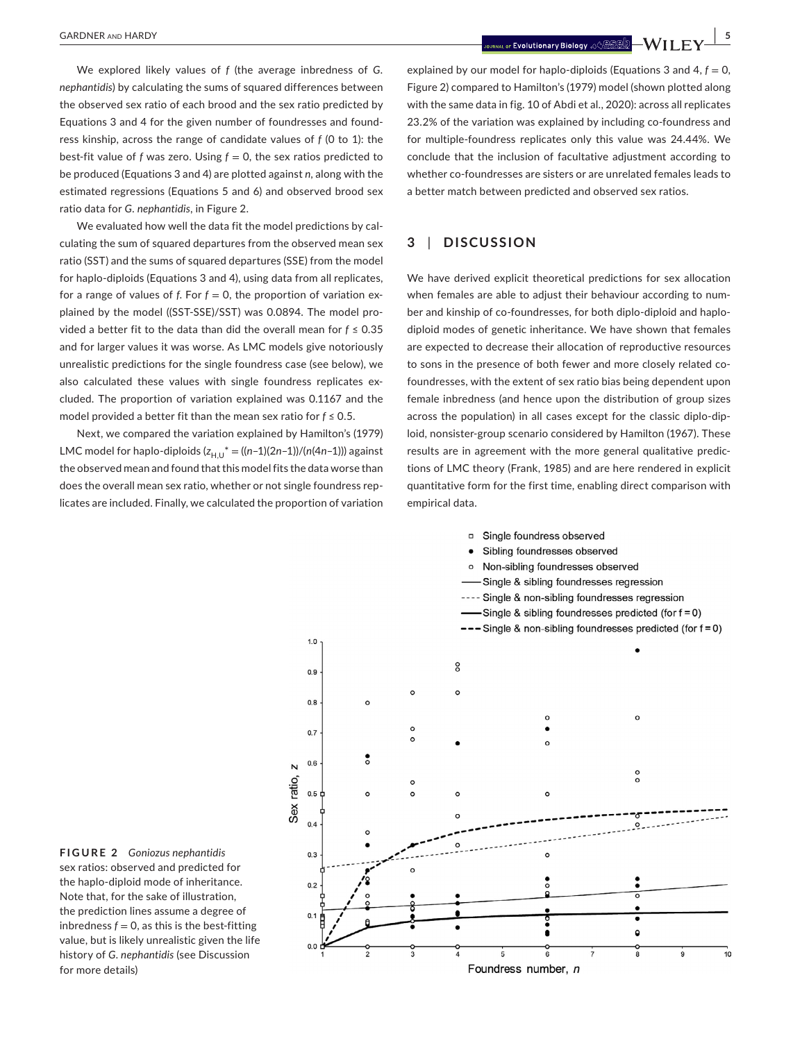We explored likely values of $f$ (the average inbreedness of *G. nephantidis*) by calculating the sums of squared differences between the observed sex ratio of each brood and the sex ratio predicted by Equations 3 and 4 for the given number of foundresses and foundress kinship, across the range of candidate values of $f$ (0 to 1): the best-fit value of $f$ was zero. Using $f = 0$, the sex ratios predicted to be produced (Equations 3 and 4) are plotted against $n$, along with the estimated regressions (Equations 5 and 6) and observed brood sex ratio data for *G. nephantidis*, in Figure 2.

We evaluated how well the data fit the model predictions by calculating the sum of squared departures from the observed mean sex ratio (SST) and the sums of squared departures (SSE) from the model for haplo-diploids (Equations 3 and 4), using data from all replicates, for a range of values of $f$. For $f = 0$, the proportion of variation explained by the model ((SST-SSE)/SST) was 0.0894. The model provided a better fit to the data than did the overall mean for $f \le 0.35$ and for larger values it was worse. As LMC models give notoriously unrealistic predictions for the single foundress case (see below), we also calculated these values with single foundress replicates excluded. The proportion of variation explained was 0.1167 and the model provided a better fit than the mean sex ratio for $f \le 0.5$.

Next, we compared the variation explained by Hamilton's (1979) LMC model for haplo-diploids ($z_{H,U}^* = ((n-1)(2n-1))/(n(4n-1))$) against the observed mean and found that this model fits the data worse than does the overall mean sex ratio, whether or not single foundress replicates are included. Finally, we calculated the proportion of variation explained by our model for haplo-diploids (Equations 3 and 4, $f = 0$, Figure 2) compared to Hamilton's (1979) model (shown plotted along with the same data in fig. 10 of Abdi et al., 2020): across all replicates 23.2% of the variation was explained by including co-foundress and for multiple-foundress replicates only this value was 24.44%. We conclude that the inclusion of facultative adjustment according to whether co-foundresses are sisters or are unrelated females leads to a better match between predicted and observed sex ratios.

## 3 | DISCUSSION

We have derived explicit theoretical predictions for sex allocation when females are able to adjust their behaviour according to number and kinship of co-foundresses, for both diplo-diploid and haplo-diploid modes of genetic inheritance. We have shown that females are expected to decrease their allocation of reproductive resources to sons in the presence of both fewer and more closely related co-foundresses, with the extent of sex ratio bias being dependent upon female inbredness (and hence upon the distribution of group sizes across the population) in all cases except for the classic diplo-diploid, nonsister-group scenario considered by Hamilton (1967). These results are in agreement with the more general qualitative predictions of LMC theory (Frank, 1985) and are here rendered in explicit quantitative form for the first time, enabling direct comparison with empirical data.

**FIGURE 2** *Goniozus nephantidis* sex ratios: observed and predicted for the haplo-diploid mode of inheritance. Note that, for the sake of illustration, the prediction lines assume a degree of inbredness $f = 0$, as this is the best-fitting value, but is likely unrealistic given the life history of *G. nephantidis* (see Discussion for more details)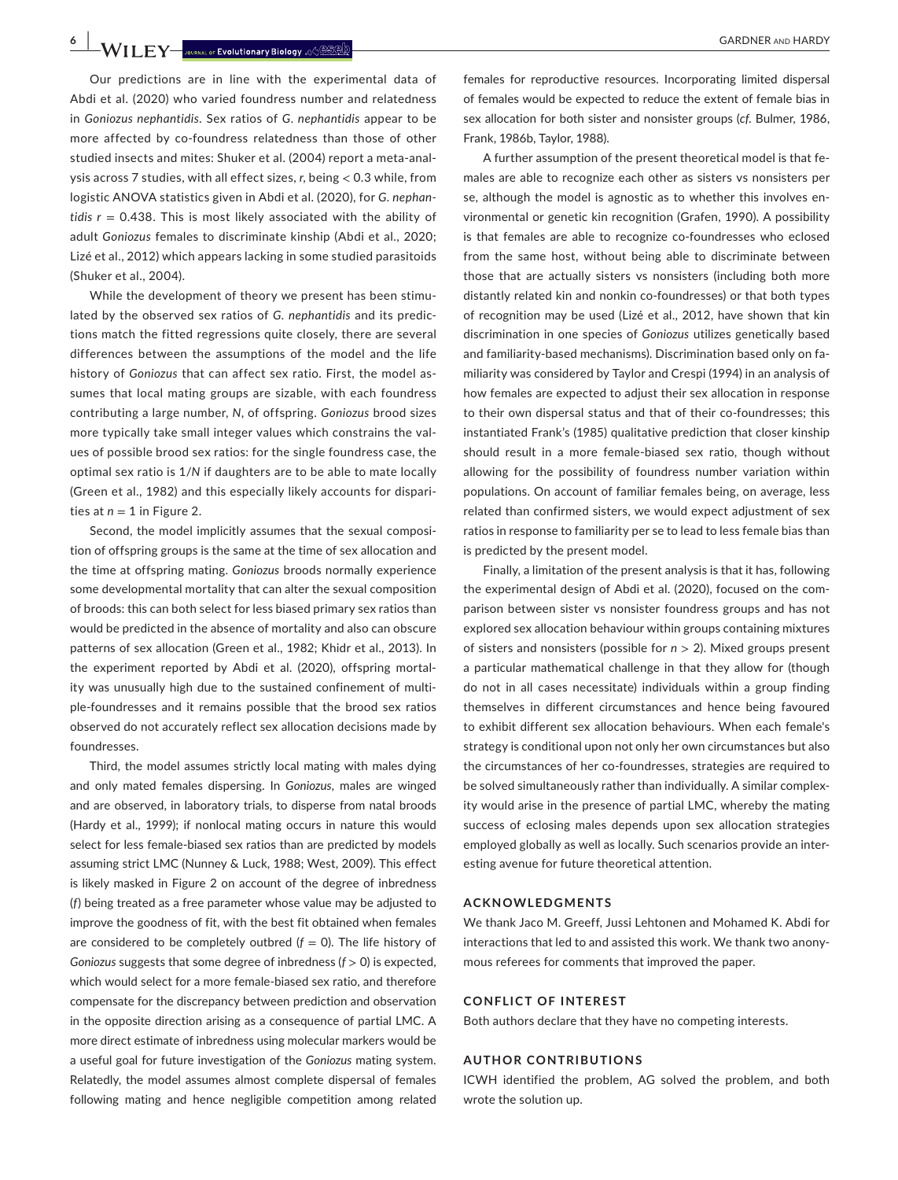Our predictions are in line with the experimental data of Abdi et al. (2020) who varied foundress number and relatedness in *Goniozus nephantidis*. Sex ratios of *G. nephantidis* appear to be more affected by co-foundress relatedness than those of other studied insects and mites: Shuker et al. (2004) report a meta-analysis across 7 studies, with all effect sizes, $r$, being $< 0.3$ while, from logistic ANOVA statistics given in Abdi et al. (2020), for *G. nephantidis* $r = 0.438$. This is most likely associated with the ability of adult *Goniozus* females to discriminate kinship (Abdi et al., 2020; Lizé et al., 2012) which appears lacking in some studied parasitoids (Shuker et al., 2004).

While the development of theory we present has been stimulated by the observed sex ratios of *G. nephantidis* and its predictions match the fitted regressions quite closely, there are several differences between the assumptions of the model and the life history of *Goniozus* that can affect sex ratio. First, the model assumes that local mating groups are sizable, with each foundress contributing a large number, $N$, of offspring. *Goniozus* brood sizes more typically take small integer values which constrains the values of possible brood sex ratios: for the single foundress case, the optimal sex ratio is $1/N$ if daughters are to be able to mate locally (Green et al., 1982) and this especially likely accounts for disparities at $n = 1$ in Figure 2.

Second, the model implicitly assumes that the sexual composition of offspring groups is the same at the time of sex allocation and the time at offspring mating. *Goniozus* broods normally experience some developmental mortality that can alter the sexual composition of broods: this can both select for less biased primary sex ratios than would be predicted in the absence of mortality and also can obscure patterns of sex allocation (Green et al., 1982; Khidr et al., 2013). In the experiment reported by Abdi et al. (2020), offspring mortality was unusually high due to the sustained confinement of multiple-foundresses and it remains possible that the brood sex ratios observed do not accurately reflect sex allocation decisions made by foundresses.

Third, the model assumes strictly local mating with males dying and only mated females dispersing. In *Goniozus*, males are winged and are observed, in laboratory trials, to disperse from natal broods (Hardy et al., 1999); if nonlocal mating occurs in nature this would select for less female-biased sex ratios than are predicted by models assuming strict LMC (Nunney & Luck, 1988; West, 2009). This effect is likely masked in Figure 2 on account of the degree of inbredness ($f$) being treated as a free parameter whose value may be adjusted to improve the goodness of fit, with the best fit obtained when females are considered to be completely outbred ($f = 0$). The life history of *Goniozus* suggests that some degree of inbredness ($f > 0$) is expected, which would select for a more female-biased sex ratio, and therefore compensate for the discrepancy between prediction and observation in the opposite direction arising as a consequence of partial LMC. A more direct estimate of inbredness using molecular markers would be a useful goal for future investigation of the *Goniozus* mating system. Relatedly, the model assumes almost complete dispersal of females following mating and hence negligible competition among related females for reproductive resources. Incorporating limited dispersal of females would be expected to reduce the extent of female bias in sex allocation for both sister and nonsister groups (*cf.* Bulmer, 1986, Frank, 1986b, Taylor, 1988).

A further assumption of the present theoretical model is that females are able to recognize each other as sisters vs nonsisters per se, although the model is agnostic as to whether this involves environmental or genetic kin recognition (Grafen, 1990). A possibility is that females are able to recognize co-foundresses who eclosed from the same host, without being able to discriminate between those that are actually sisters vs nonsisters (including both more distantly related kin and nonkin co-foundresses) or that both types of recognition may be used (Lizé et al., 2012, have shown that kin discrimination in one species of *Goniozus* utilizes genetically based and familiarity-based mechanisms). Discrimination based only on familiarity was considered by Taylor and Crespi (1994) in an analysis of how females are expected to adjust their sex allocation in response to their own dispersal status and that of their co-foundresses; this instantiated Frank's (1985) qualitative prediction that closer kinship should result in a more female-biased sex ratio, though without allowing for the possibility of foundress number variation within populations. On account of familiar females being, on average, less related than confirmed sisters, we would expect adjustment of sex ratios in response to familiarity per se to lead to less female bias than is predicted by the present model.

Finally, a limitation of the present analysis is that it has, following the experimental design of Abdi et al. (2020), focused on the comparison between sister vs nonsister foundress groups and has not explored sex allocation behaviour within groups containing mixtures of sisters and nonsisters (possible for $n > 2$). Mixed groups present a particular mathematical challenge in that they allow for (though do not in all cases necessitate) individuals within a group finding themselves in different circumstances and hence being favoured to exhibit different sex allocation behaviours. When each female's strategy is conditional upon not only her own circumstances but also the circumstances of her co-foundresses, strategies are required to be solved simultaneously rather than individually. A similar complexity would arise in the presence of partial LMC, whereby the mating success of eclosing males depends upon sex allocation strategies employed globally as well as locally. Such scenarios provide an interesting avenue for future theoretical attention.

## ACKNOWLEDGMENTS

We thank Jaco M. Greeff, Jussi Lehtonen and Mohamed K. Abdi for interactions that led to and assisted this work. We thank two anonymous referees for comments that improved the paper.

## CONFLICT OF INTEREST

Both authors declare that they have no competing interests.

## AUTHOR CONTRIBUTIONS

ICWH identified the problem, AG solved the problem, and both wrote the solution up.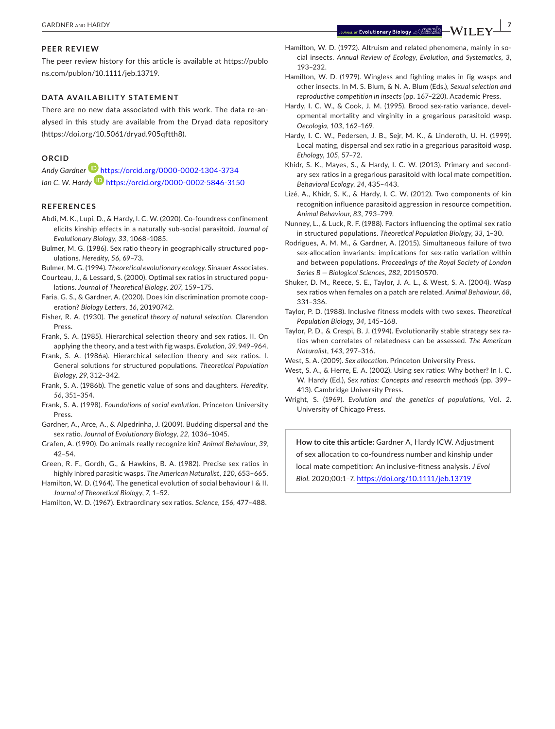## PEER REVIEW

The peer review history for this article is available at https://publons.com/publon/10.1111/jeb.13719.

## DATA AVAILABILITY STATEMENT

There are no new data associated with this work. The data re-analysed in this study are available from the Dryad data repository (https://doi.org/10.5061/dryad.905qftth8).

## ORCID

*Andy Gardner* https://orcid.org/0000-0002-1304-3734
*Ian C. W. Hardy* https://orcid.org/0000-0002-5846-3150

## REFERENCES

Abdi, M. K., Lupi, D., & Hardy, I. C. W. (2020). Co-foundress confinement elicits kinship effects in a naturally sub-social parasitoid. *Journal of Evolutionary Biology*, *33*, 1068–1085.

Bulmer, M. G. (1986). Sex ratio theory in geographically structured populations. *Heredity*, *56*, 69–73.

Bulmer, M. G. (1994). *Theoretical evolutionary ecology*. Sinauer Associates.

Courteau, J., & Lessard, S. (2000). Optimal sex ratios in structured populations. *Journal of Theoretical Biology*, *207*, 159–175.

Faria, G. S., & Gardner, A. (2020). Does kin discrimination promote cooperation? *Biology Letters*, *16*, 20190742.

Fisher, R. A. (1930). *The genetical theory of natural selection*. Clarendon Press.

Frank, S. A. (1985). Hierarchical selection theory and sex ratios. II. On applying the theory, and a test with fig wasps. *Evolution*, *39*, 949–964.

Frank, S. A. (1986a). Hierarchical selection theory and sex ratios. I. General solutions for structured populations. *Theoretical Population Biology*, *29*, 312–342.

Frank, S. A. (1986b). The genetic value of sons and daughters. *Heredity*, *56*, 351–354.

Frank, S. A. (1998). *Foundations of social evolution*. Princeton University Press.

Gardner, A., Arce, A., & Alpedrinha, J. (2009). Budding dispersal and the sex ratio. *Journal of Evolutionary Biology*, *22*, 1036–1045.

Grafen, A. (1990). Do animals really recognize kin? *Animal Behaviour*, *39*, 42–54.

Green, R. F., Gordh, G., & Hawkins, B. A. (1982). Precise sex ratios in highly inbred parasitic wasps. *The American Naturalist*, *120*, 653–665.

Hamilton, W. D. (1964). The genetical evolution of social behaviour I & II. *Journal of Theoretical Biology*, *7*, 1–52.

Hamilton, W. D. (1967). Extraordinary sex ratios. *Science*, *156*, 477–488.

Hamilton, W. D. (1972). Altruism and related phenomena, mainly in social insects. *Annual Review of Ecology, Evolution, and Systematics*, *3*, 193–232.

Hamilton, W. D. (1979). Wingless and fighting males in fig wasps and other insects. In M. S. Blum, & N. A. Blum (Eds.), *Sexual selection and reproductive competition in insects* (pp. 167–220). Academic Press.

Hardy, I. C. W., & Cook, J. M. (1995). Brood sex-ratio variance, developmental mortality and virginity in a gregarious parasitoid wasp. *Oecologia*, *103*, 162–169.

Hardy, I. C. W., Pedersen, J. B., Sejr, M. K., & Linderoth, U. H. (1999). Local mating, dispersal and sex ratio in a gregarious parasitoid wasp. *Ethology*, *105*, 57–72.

Khidr, S. K., Mayes, S., & Hardy, I. C. W. (2013). Primary and secondary sex ratios in a gregarious parasitoid with local mate competition. *Behavioral Ecology*, *24*, 435–443.

Lizé, A., Khidr, S. K., & Hardy, I. C. W. (2012). Two components of kin recognition influence parasitoid aggression in resource competition. *Animal Behaviour*, *83*, 793–799.

Nunney, L., & Luck, R. F. (1988). Factors influencing the optimal sex ratio in structured populations. *Theoretical Population Biology*, *33*, 1–30.

Rodrigues, A. M. M., & Gardner, A. (2015). Simultaneous failure of two sex-allocation invariants: implications for sex-ratio variation within and between populations. *Proceedings of the Royal Society of London Series B — Biological Sciences*, *282*, 20150570.

Shuker, D. M., Reece, S. E., Taylor, J. A. L., & West, S. A. (2004). Wasp sex ratios when females on a patch are related. *Animal Behaviour*, *68*, 331–336.

Taylor, P. D. (1988). Inclusive fitness models with two sexes. *Theoretical Population Biology*, *34*, 145–168.

Taylor, P. D., & Crespi, B. J. (1994). Evolutionarily stable strategy sex ratios when correlates of relatedness can be assessed. *The American Naturalist*, *143*, 297–316.

West, S. A. (2009). *Sex allocation*. Princeton University Press.

West, S. A., & Herre, E. A. (2002). Using sex ratios: Why bother? In I. C. W. Hardy (Ed.), *Sex ratios: Concepts and research methods* (pp. 399–413). Cambridge University Press.

Wright, S. (1969). *Evolution and the genetics of populations*, Vol. *2*. University of Chicago Press.

**How to cite this article:** Gardner A, Hardy ICW. Adjustment of sex allocation to co-foundress number and kinship under local mate competition: An inclusive-fitness analysis. *J Evol Biol*. 2020;00:1–7. https://doi.org/10.1111/jeb.13719